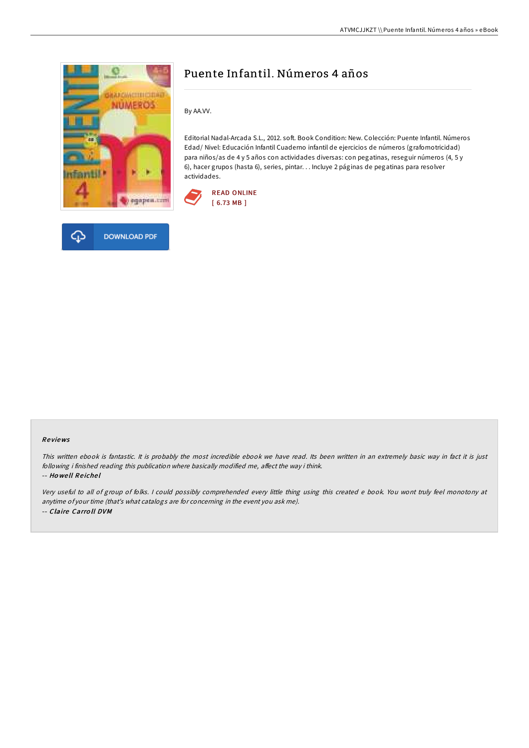# Puente Infantil. Números 4 años

By AA.VV.

Editorial Nadal-Arcada S.L., 2012. soft. Book Condition: New. Colección: Puente Infantil. Números Edad/ Nivel: Educación Infantil Cuaderno infantil de ejercicios de números (grafomotricidad) para niños/as de 4 y 5 años con actividades diversas: con pegatinas, reseguir números (4, 5 y 6), hacer grupos (hasta 6), series, pintar. . . Incluye 2 páginas de pegatinas para resolver actividades.

READ ONLINE
[ 6.73 MB ]

DOWNLOAD PDF

### Reviews

*This written ebook is fantastic. It is probably the most incredible ebook we have read. Its been written in an extremely basic way in fact it is just following i finished reading this publication where basically modified me, affect the way i think.*

-- ***Howell Reichel***

*Very useful to all of group of folks. I could possibly comprehend every little thing using this created e book. You wont truly feel monotony at anytime of your time (that's what catalogs are for concerning in the event you ask me).*

-- ***Claire Carroll DVM***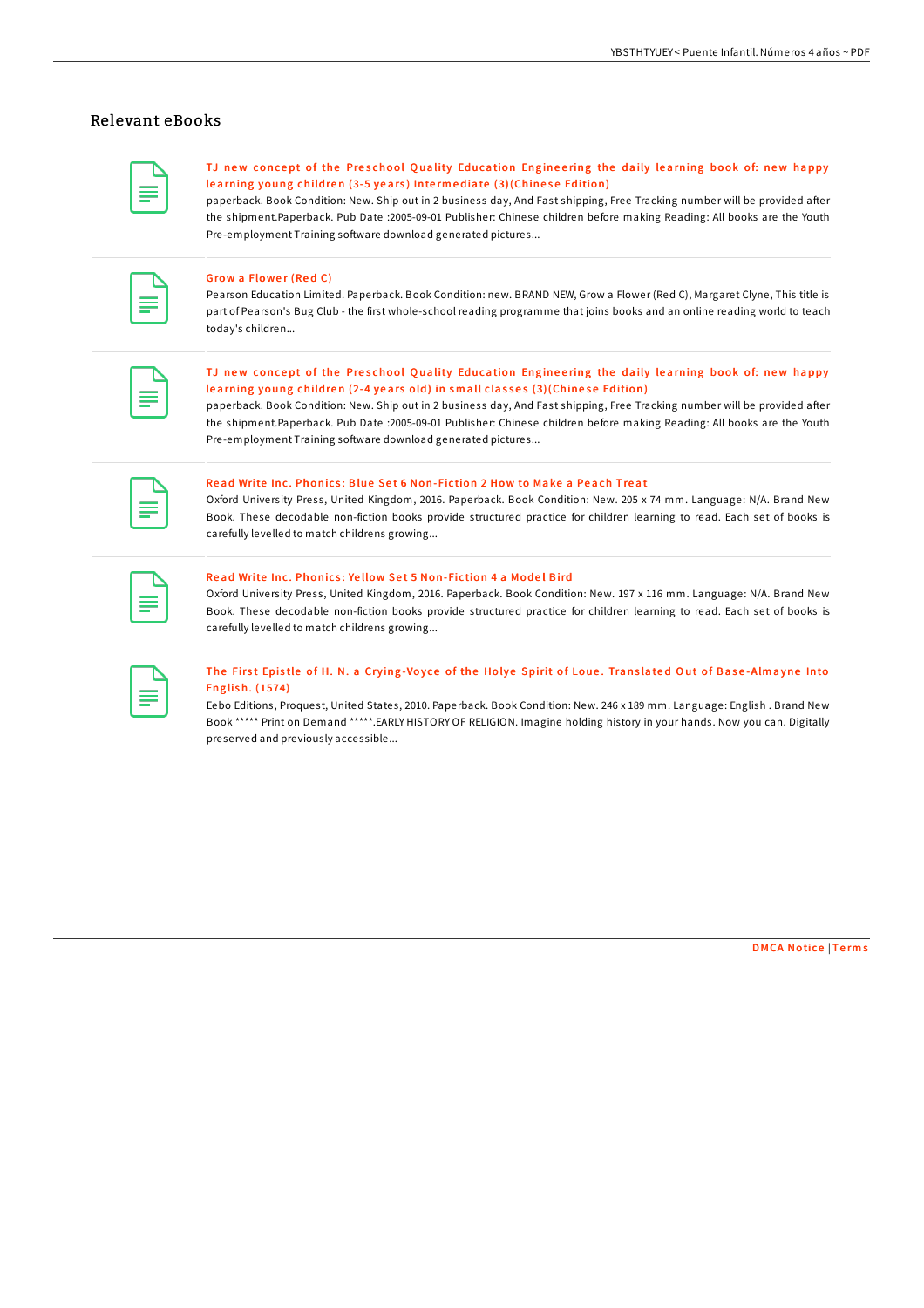## Relevant eBooks

### TJ new concept of the Preschool Quality Education Engineering the daily learning book of: new happy learning young children (3-5 years) Intermediate (3)(Chinese Edition)

paperback. Book Condition: New. Ship out in 2 business day, And Fast shipping, Free Tracking number will be provided after the shipment.Paperback. Pub Date :2005-09-01 Publisher: Chinese children before making Reading: All books are the Youth Pre-employment Training software download generated pictures...

### Grow a Flower (Red C)

Pearson Education Limited. Paperback. Book Condition: new. BRAND NEW, Grow a Flower (Red C), Margaret Clyne, This title is part of Pearson's Bug Club - the first whole-school reading programme that joins books and an online reading world to teach today's children...

### TJ new concept of the Preschool Quality Education Engineering the daily learning book of: new happy learning young children (2-4 years old) in small classes (3)(Chinese Edition)

paperback. Book Condition: New. Ship out in 2 business day, And Fast shipping, Free Tracking number will be provided after the shipment.Paperback. Pub Date :2005-09-01 Publisher: Chinese children before making Reading: All books are the Youth Pre-employment Training software download generated pictures...

### Read Write Inc. Phonics: Blue Set 6 Non-Fiction 2 How to Make a Peach Treat

Oxford University Press, United Kingdom, 2016. Paperback. Book Condition: New. 205 x 74 mm. Language: N/A. Brand New Book. These decodable non-fiction books provide structured practice for children learning to read. Each set of books is carefully levelled to match childrens growing...

### Read Write Inc. Phonics: Yellow Set 5 Non-Fiction 4 a Model Bird

Oxford University Press, United Kingdom, 2016. Paperback. Book Condition: New. 197 x 116 mm. Language: N/A. Brand New Book. These decodable non-fiction books provide structured practice for children learning to read. Each set of books is carefully levelled to match childrens growing...

### The First Epistle of H. N. a Crying-Voyce of the Holye Spirit of Loue. Translated Out of Base-Almayne Into English. (1574)

Eebo Editions, Proquest, United States, 2010. Paperback. Book Condition: New. 246 x 189 mm. Language: English . Brand New Book ***** Print on Demand *****.EARLY HISTORY OF RELIGION. Imagine holding history in your hands. Now you can. Digitally preserved and previously accessible...